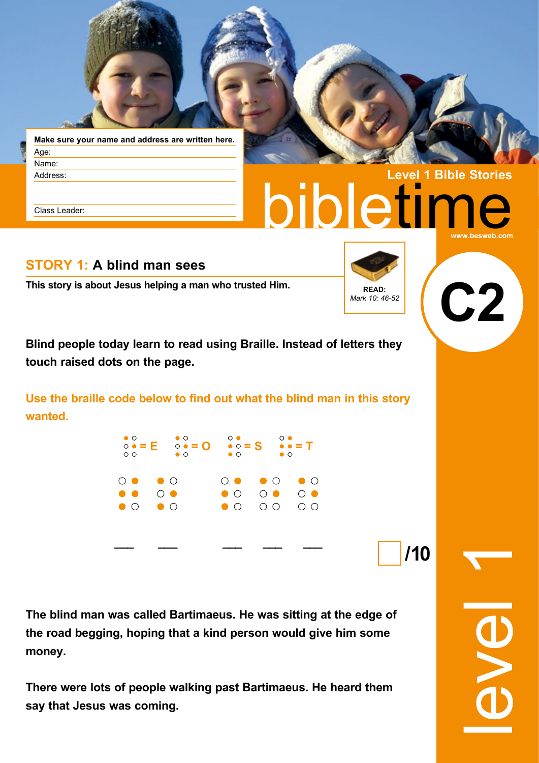**Make sure your name and address are written here.**

Age:

Name:

Address:

Class Leader:

Level 1 Bible Stories

# bibletime

www.besweb.com

C2

## STORY 1: A blind man sees

**This story is about Jesus helping a man who trusted Him.**

**READ:** *Mark 10: 46-52*

**Blind people today learn to read using Braille. Instead of letters they touch raised dots on the page.**

**Use the braille code below to find out what the blind man in this story wanted.**

●○ ○● ○○ = E    ●○ ○● ●○ = O    ○● ●○ ●○ = S    ○● ●● ●○ = T

○● ●● ●○    ●○ ○● ●○        ○● ●○ ●○    ●○ ○● ○○    ●○ ○● ○○

\_\_ \_\_   \_\_ \_\_ \_\_

/10

**The blind man was called Bartimaeus. He was sitting at the edge of the road begging, hoping that a kind person would give him some money.**

**There were lots of people walking past Bartimaeus. He heard them say that Jesus was coming.**

level 1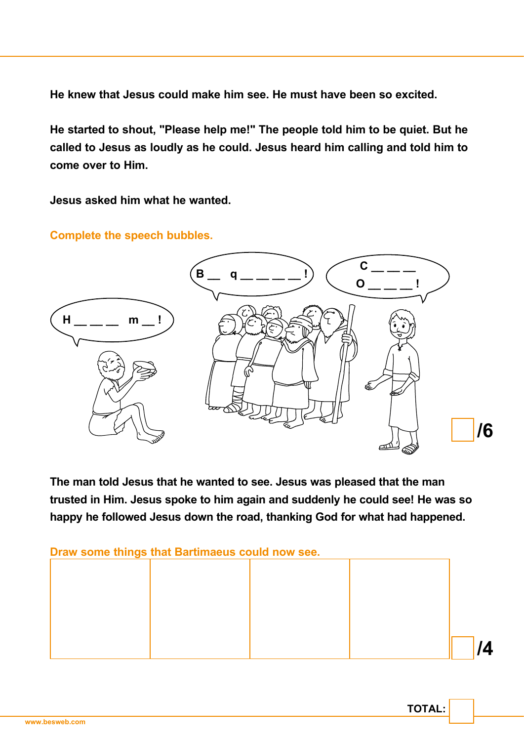He knew that Jesus could make him see. He must have been so excited.

He started to shout, "Please help me!" The people told him to be quiet. But he called to Jesus as loudly as he could. Jesus heard him calling and told him to come over to Him.

Jesus asked him what he wanted.

**Complete the speech bubbles.**

H _ _ _ _ m _ !

B _ q _ _ _ _ _ !

C _ _ _
O _ _ _ !

/6

The man told Jesus that he wanted to see. Jesus was pleased that the man trusted in Him. Jesus spoke to him again and suddenly he could see! He was so happy he followed Jesus down the road, thanking God for what had happened.

**Draw some things that Bartimaeus could now see.**

| | | | |
|---|---|---|---|
| | | | |

/4

TOTAL:

www.besweb.com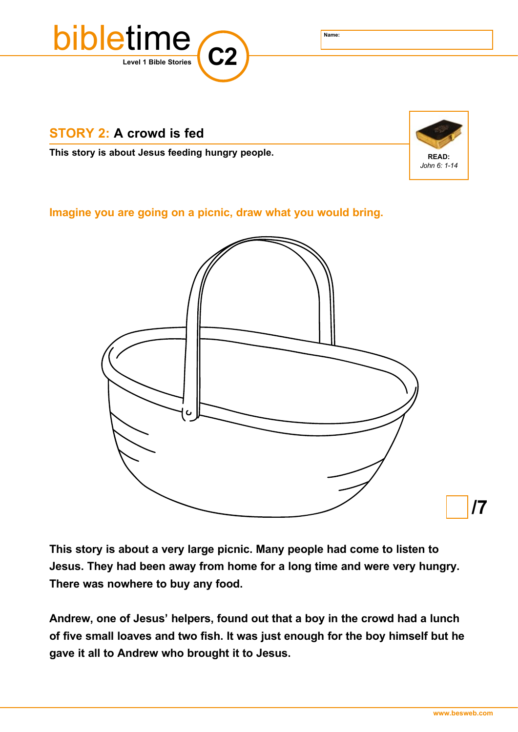bibletime

Level 1 Bible Stories

C2

Name:

## STORY 2: A crowd is fed

**This story is about Jesus feeding hungry people.**

**READ:**
*John 6: 1-14*

**Imagine you are going on a picnic, draw what you would bring.**

/7

**This story is about a very large picnic. Many people had come to listen to Jesus. They had been away from home for a long time and were very hungry. There was nowhere to buy any food.**

**Andrew, one of Jesus' helpers, found out that a boy in the crowd had a lunch of five small loaves and two fish. It was just enough for the boy himself but he gave it all to Andrew who brought it to Jesus.**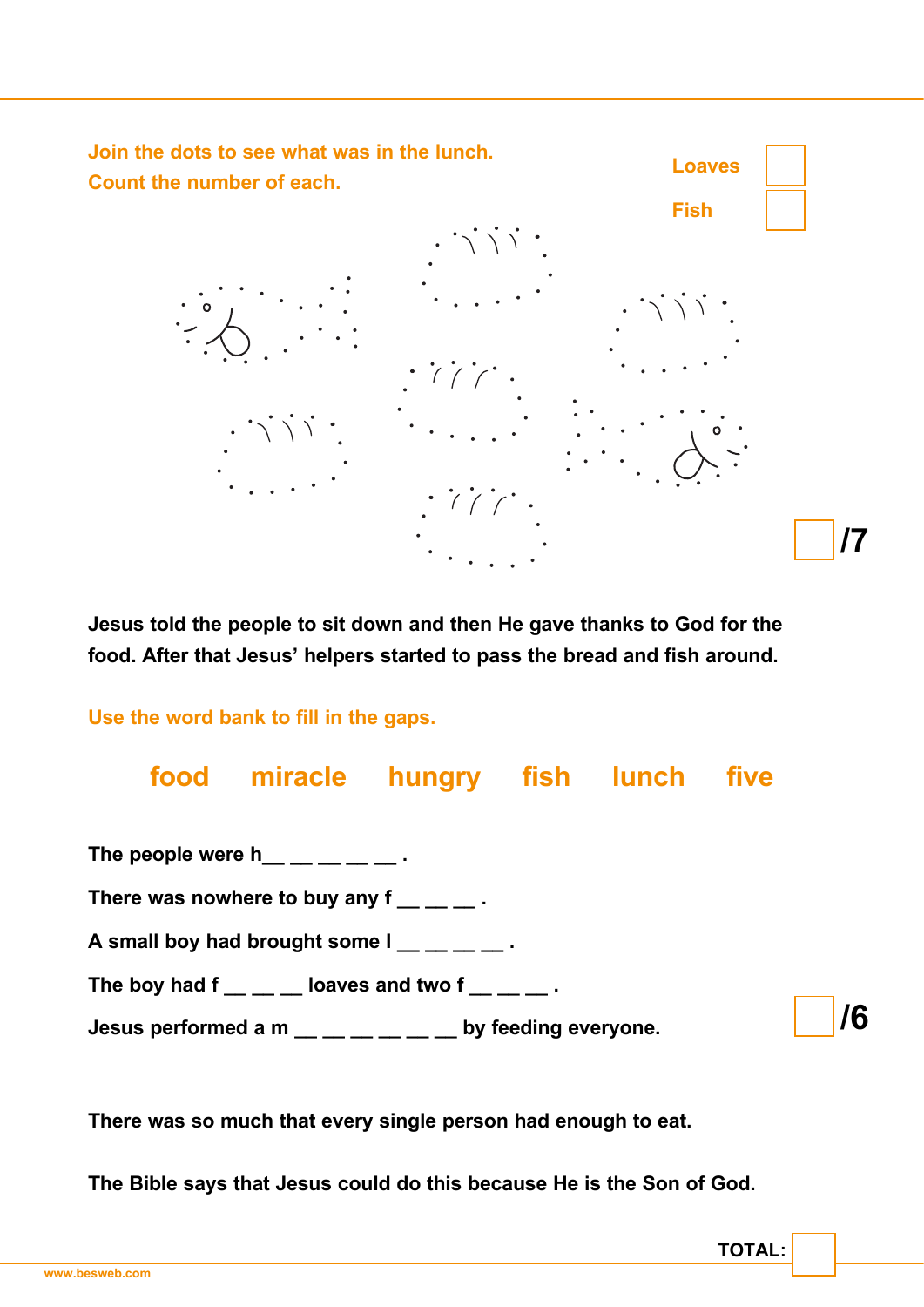Join the dots to see what was in the lunch.
Count the number of each.

| | |
|---|---|
| Loaves | |
| Fish | |

/7

**Jesus told the people to sit down and then He gave thanks to God for the food. After that Jesus' helpers started to pass the bread and fish around.**

Use the word bank to fill in the gaps.

**food miracle hungry fish lunch five**

**The people were h\_\_ \_\_ \_\_ \_\_ \_\_ .**

**There was nowhere to buy any f \_\_ \_\_ \_\_ .**

**A small boy had brought some l \_\_ \_\_ \_\_ \_\_ .**

**The boy had f \_\_ \_\_ \_\_ loaves and two f \_\_ \_\_ \_\_ .**

**Jesus performed a m \_\_ \_\_ \_\_ \_\_ \_\_ \_\_ by feeding everyone.**

/6

**There was so much that every single person had enough to eat.**

**The Bible says that Jesus could do this because He is the Son of God.**

**TOTAL:**

www.besweb.com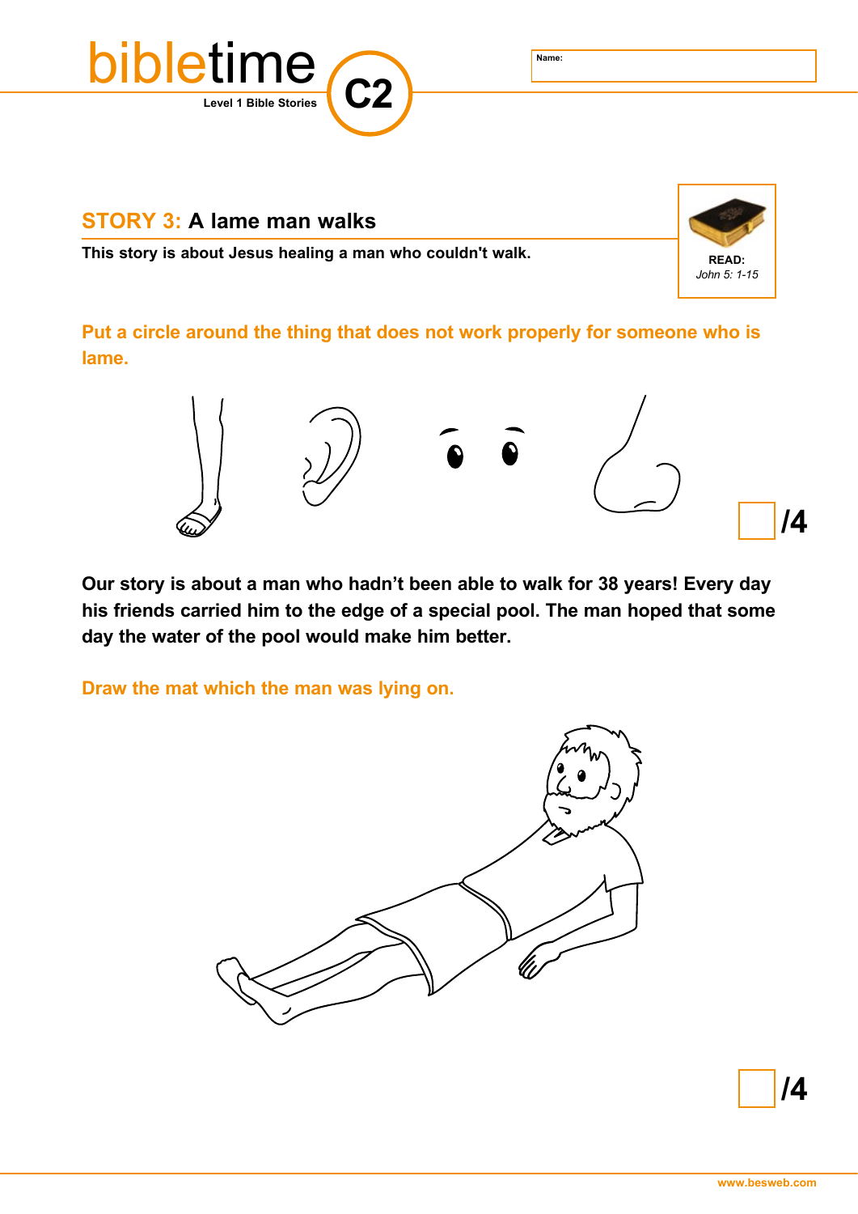bible**time** **C2**

Level 1 Bible Stories

Name:

## STORY 3: A lame man walks

**This story is about Jesus healing a man who couldn't walk.**

**READ:**
*John 5: 1-15*

**Put a circle around the thing that does not work properly for someone who is lame.**

/4

**Our story is about a man who hadn't been able to walk for 38 years! Every day his friends carried him to the edge of a special pool. The man hoped that some day the water of the pool would make him better.**

**Draw the mat which the man was lying on.**

/4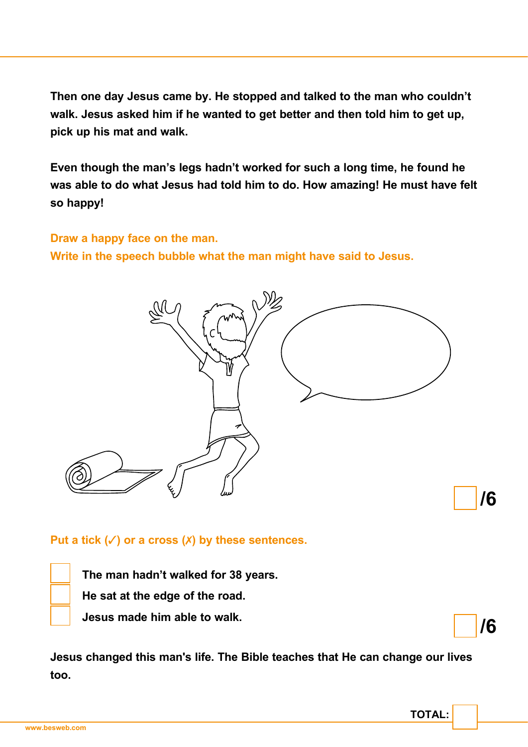**Then one day Jesus came by. He stopped and talked to the man who couldn't walk. Jesus asked him if he wanted to get better and then told him to get up, pick up his mat and walk.**

**Even though the man's legs hadn't worked for such a long time, he found he was able to do what Jesus had told him to do. How amazing! He must have felt so happy!**

**Draw a happy face on the man.**
**Write in the speech bubble what the man might have said to Jesus.**

**/6**

**Put a tick (✓) or a cross (✗) by these sentences.**

- [ ] **The man hadn't walked for 38 years.**
- [ ] **He sat at the edge of the road.**
- [ ] **Jesus made him able to walk.**

**/6**

**Jesus changed this man's life. The Bible teaches that He can change our lives too.**

**TOTAL:**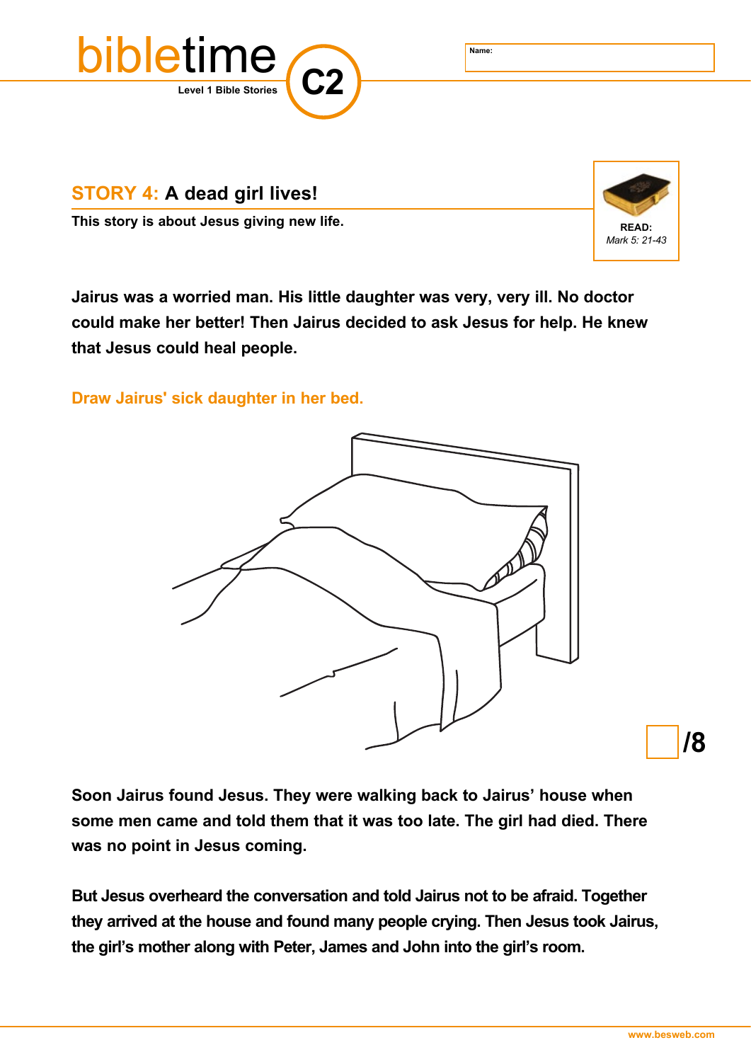Name:

## STORY 4: A dead girl lives!

**This story is about Jesus giving new life.**

**READ:**
*Mark 5: 21-43*

**Jairus was a worried man. His little daughter was very, very ill. No doctor could make her better! Then Jairus decided to ask Jesus for help. He knew that Jesus could heal people.**

**Draw Jairus' sick daughter in her bed.**

/8

**Soon Jairus found Jesus. They were walking back to Jairus' house when some men came and told them that it was too late. The girl had died. There was no point in Jesus coming.**

**But Jesus overheard the conversation and told Jairus not to be afraid. Together they arrived at the house and found many people crying. Then Jesus took Jairus, the girl's mother along with Peter, James and John into the girl's room.**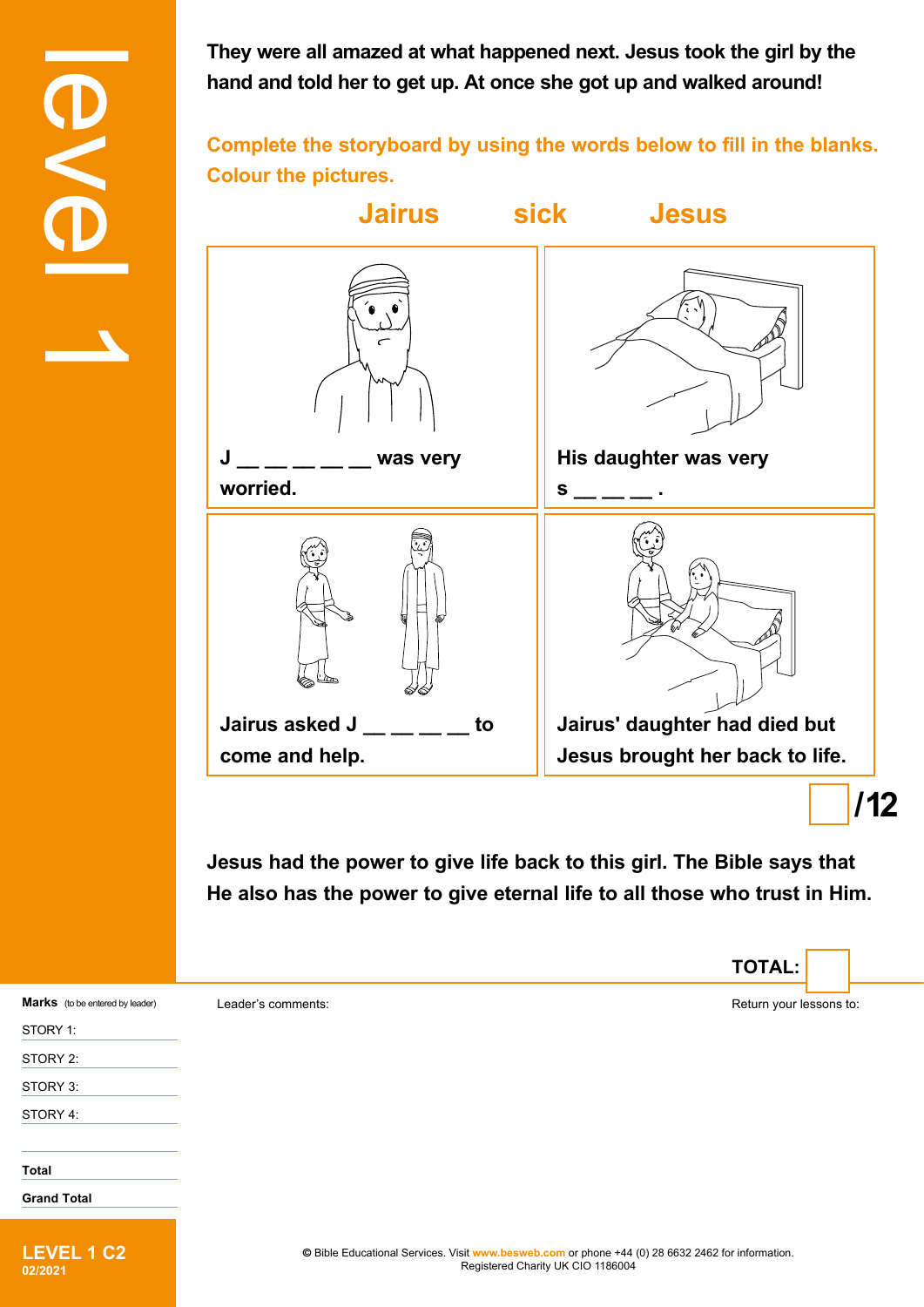level 1

**They were all amazed at what happened next. Jesus took the girl by the hand and told her to get up. At once she got up and walked around!**

**Complete the storyboard by using the words below to fill in the blanks. Colour the pictures.**

**Jairus sick Jesus**

| | |
|---|---|
| **J __ __ __ __ __ was very worried.** | **His daughter was very s __ __ __ .** |
| **Jairus asked J __ __ __ __ to come and help.** | **Jairus' daughter had died but Jesus brought her back to life.** |

**/12**

**Jesus had the power to give life back to this girl. The Bible says that He also has the power to give eternal life to all those who trust in Him.**

**TOTAL:**

**Marks** (to be entered by leader)

STORY 1:

STORY 2:

STORY 3:

STORY 4:

**Total**

**Grand Total**

Leader's comments:

Return your lessons to:

**LEVEL 1 C2**
**02/2021**

© Bible Educational Services. Visit www.besweb.com or phone +44 (0) 28 6632 2462 for information.
Registered Charity UK CIO 1186004